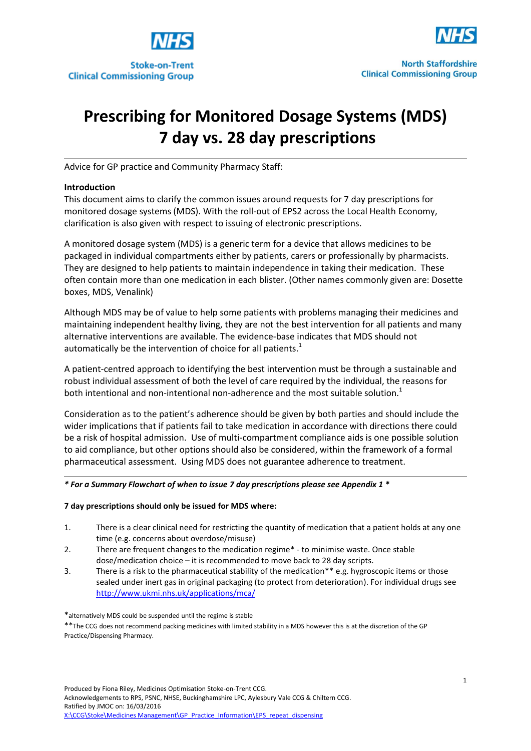Stoke-on-Trent Clinical Commissioning Group

North Staffordshire Clinical Commissioning Group

# Prescribing for Monitored Dosage Systems (MDS) 7 day vs. 28 day prescriptions

Advice for GP practice and Community Pharmacy Staff:

**Introduction**

This document aims to clarify the common issues around requests for 7 day prescriptions for monitored dosage systems (MDS). With the roll-out of EPS2 across the Local Health Economy, clarification is also given with respect to issuing of electronic prescriptions.

A monitored dosage system (MDS) is a generic term for a device that allows medicines to be packaged in individual compartments either by patients, carers or professionally by pharmacists. They are designed to help patients to maintain independence in taking their medication. These often contain more than one medication in each blister. (Other names commonly given are: Dosette boxes, MDS, Venalink)

Although MDS may be of value to help some patients with problems managing their medicines and maintaining independent healthy living, they are not the best intervention for all patients and many alternative interventions are available. The evidence-base indicates that MDS should not automatically be the intervention of choice for all patients.[1]

A patient-centred approach to identifying the best intervention must be through a sustainable and robust individual assessment of both the level of care required by the individual, the reasons for both intentional and non-intentional non-adherence and the most suitable solution.[1]

Consideration as to the patient's adherence should be given by both parties and should include the wider implications that if patients fail to take medication in accordance with directions there could be a risk of hospital admission. Use of multi-compartment compliance aids is one possible solution to aid compliance, but other options should also be considered, within the framework of a formal pharmaceutical assessment. Using MDS does not guarantee adherence to treatment.

---

***\* For a Summary Flowchart of when to issue 7 day prescriptions please see Appendix 1 \****

**7 day prescriptions should only be issued for MDS where:**

1. There is a clear clinical need for restricting the quantity of medication that a patient holds at any one time (e.g. concerns about overdose/misuse)
2. There are frequent changes to the medication regime* - to minimise waste. Once stable dose/medication choice – it is recommended to move back to 28 day scripts.
3. There is a risk to the pharmaceutical stability of the medication** e.g. hygroscopic items or those sealed under inert gas in original packaging (to protect from deterioration). For individual drugs see http://www.ukmi.nhs.uk/applications/mca/

*alternatively MDS could be suspended until the regime is stable

**The CCG does not recommend packing medicines with limited stability in a MDS however this is at the discretion of the GP Practice/Dispensing Pharmacy.

Produced by Fiona Riley, Medicines Optimisation Stoke-on-Trent CCG.
Acknowledgements to RPS, PSNC, NHSE, Buckinghamshire LPC, Aylesbury Vale CCG & Chiltern CCG.
Ratified by JMOC on: 16/03/2016
X:\CCG\Stoke\Medicines Management\GP_Practice_Information\EPS_repeat_dispensing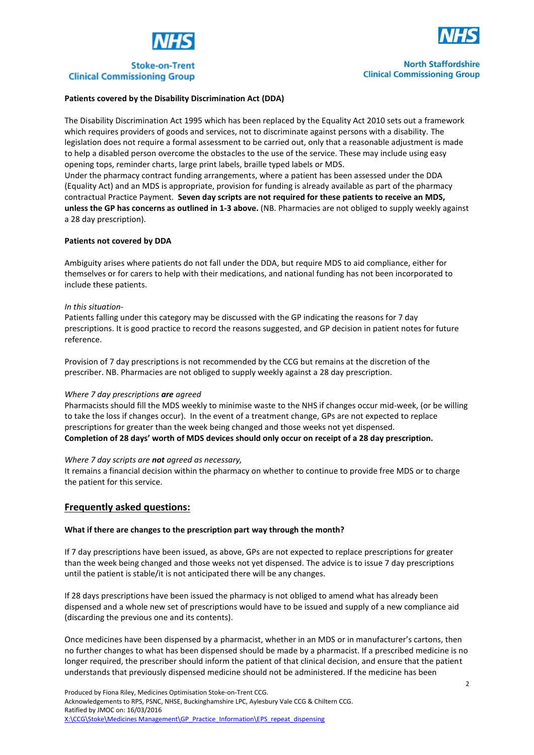**Patients covered by the Disability Discrimination Act (DDA)**

The Disability Discrimination Act 1995 which has been replaced by the Equality Act 2010 sets out a framework which requires providers of goods and services, not to discriminate against persons with a disability. The legislation does not require a formal assessment to be carried out, only that a reasonable adjustment is made to help a disabled person overcome the obstacles to the use of the service. These may include using easy opening tops, reminder charts, large print labels, braille typed labels or MDS.
Under the pharmacy contract funding arrangements, where a patient has been assessed under the DDA (Equality Act) and an MDS is appropriate, provision for funding is already available as part of the pharmacy contractual Practice Payment. **Seven day scripts are not required for these patients to receive an MDS, unless the GP has concerns as outlined in 1-3 above.** (NB. Pharmacies are not obliged to supply weekly against a 28 day prescription).

**Patients not covered by DDA**

Ambiguity arises where patients do not fall under the DDA, but require MDS to aid compliance, either for themselves or for carers to help with their medications, and national funding has not been incorporated to include these patients.

*In this situation-*
Patients falling under this category may be discussed with the GP indicating the reasons for 7 day prescriptions. It is good practice to record the reasons suggested, and GP decision in patient notes for future reference.

Provision of 7 day prescriptions is not recommended by the CCG but remains at the discretion of the prescriber. NB. Pharmacies are not obliged to supply weekly against a 28 day prescription.

*Where 7 day prescriptions **are** agreed*
Pharmacists should fill the MDS weekly to minimise waste to the NHS if changes occur mid-week, (or be willing to take the loss if changes occur). In the event of a treatment change, GPs are not expected to replace prescriptions for greater than the week being changed and those weeks not yet dispensed.
**Completion of 28 days' worth of MDS devices should only occur on receipt of a 28 day prescription.**

*Where 7 day scripts are **not** agreed as necessary,*
It remains a financial decision within the pharmacy on whether to continue to provide free MDS or to charge the patient for this service.

## Frequently asked questions:

**What if there are changes to the prescription part way through the month?**

If 7 day prescriptions have been issued, as above, GPs are not expected to replace prescriptions for greater than the week being changed and those weeks not yet dispensed. The advice is to issue 7 day prescriptions until the patient is stable/it is not anticipated there will be any changes.

If 28 days prescriptions have been issued the pharmacy is not obliged to amend what has already been dispensed and a whole new set of prescriptions would have to be issued and supply of a new compliance aid (discarding the previous one and its contents).

Once medicines have been dispensed by a pharmacist, whether in an MDS or in manufacturer's cartons, then no further changes to what has been dispensed should be made by a pharmacist. If a prescribed medicine is no longer required, the prescriber should inform the patient of that clinical decision, and ensure that the patient understands that previously dispensed medicine should not be administered. If the medicine has been

Produced by Fiona Riley, Medicines Optimisation Stoke-on-Trent CCG.
Acknowledgements to RPS, PSNC, NHSE, Buckinghamshire LPC, Aylesbury Vale CCG & Chiltern CCG.
Ratified by JMOC on: 16/03/2016
X:\CCG\Stoke\Medicines Management\GP_Practice_Information\EPS_repeat_dispensing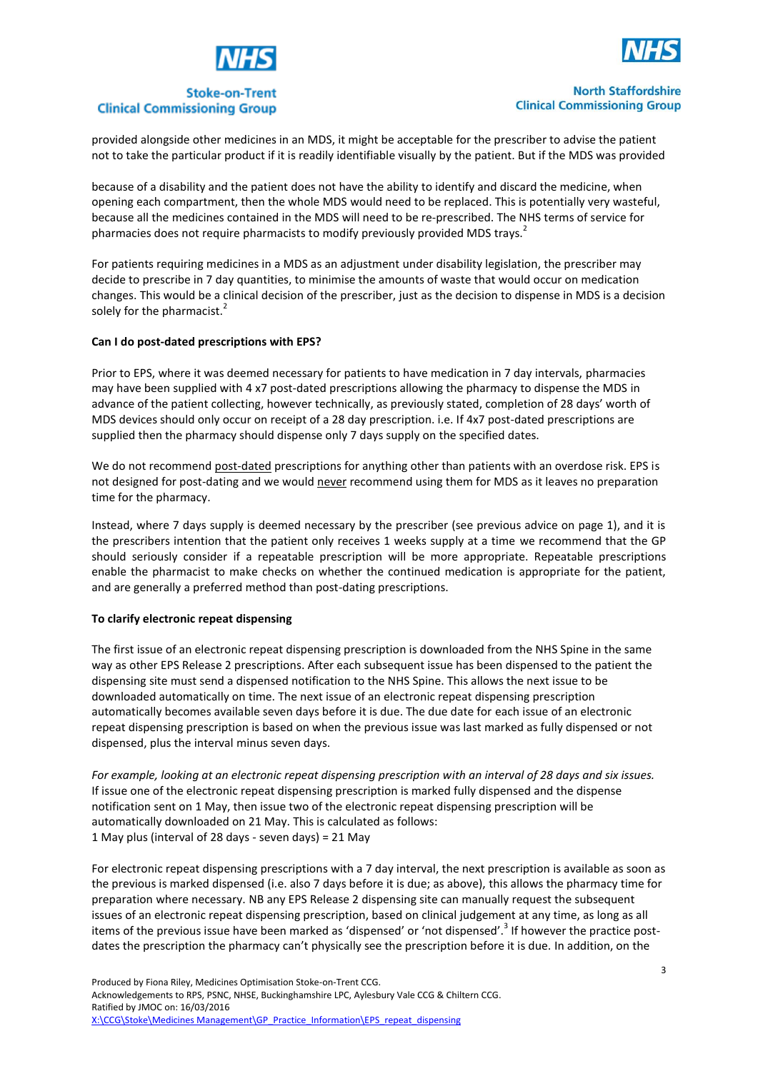provided alongside other medicines in an MDS, it might be acceptable for the prescriber to advise the patient not to take the particular product if it is readily identifiable visually by the patient. But if the MDS was provided

because of a disability and the patient does not have the ability to identify and discard the medicine, when opening each compartment, then the whole MDS would need to be replaced. This is potentially very wasteful, because all the medicines contained in the MDS will need to be re-prescribed. The NHS terms of service for pharmacies does not require pharmacists to modify previously provided MDS trays.[2]

For patients requiring medicines in a MDS as an adjustment under disability legislation, the prescriber may decide to prescribe in 7 day quantities, to minimise the amounts of waste that would occur on medication changes. This would be a clinical decision of the prescriber, just as the decision to dispense in MDS is a decision solely for the pharmacist.[2]

**Can I do post-dated prescriptions with EPS?**

Prior to EPS, where it was deemed necessary for patients to have medication in 7 day intervals, pharmacies may have been supplied with 4 x7 post-dated prescriptions allowing the pharmacy to dispense the MDS in advance of the patient collecting, however technically, as previously stated, completion of 28 days' worth of MDS devices should only occur on receipt of a 28 day prescription. i.e. If 4x7 post-dated prescriptions are supplied then the pharmacy should dispense only 7 days supply on the specified dates.

We do not recommend post-dated prescriptions for anything other than patients with an overdose risk. EPS is not designed for post-dating and we would never recommend using them for MDS as it leaves no preparation time for the pharmacy.

Instead, where 7 days supply is deemed necessary by the prescriber (see previous advice on page 1), and it is the prescribers intention that the patient only receives 1 weeks supply at a time we recommend that the GP should seriously consider if a repeatable prescription will be more appropriate. Repeatable prescriptions enable the pharmacist to make checks on whether the continued medication is appropriate for the patient, and are generally a preferred method than post-dating prescriptions.

**To clarify electronic repeat dispensing**

The first issue of an electronic repeat dispensing prescription is downloaded from the NHS Spine in the same way as other EPS Release 2 prescriptions. After each subsequent issue has been dispensed to the patient the dispensing site must send a dispensed notification to the NHS Spine. This allows the next issue to be downloaded automatically on time. The next issue of an electronic repeat dispensing prescription automatically becomes available seven days before it is due. The due date for each issue of an electronic repeat dispensing prescription is based on when the previous issue was last marked as fully dispensed or not dispensed, plus the interval minus seven days.

*For example, looking at an electronic repeat dispensing prescription with an interval of 28 days and six issues.* If issue one of the electronic repeat dispensing prescription is marked fully dispensed and the dispense notification sent on 1 May, then issue two of the electronic repeat dispensing prescription will be automatically downloaded on 21 May. This is calculated as follows:
1 May plus (interval of 28 days - seven days) = 21 May

For electronic repeat dispensing prescriptions with a 7 day interval, the next prescription is available as soon as the previous is marked dispensed (i.e. also 7 days before it is due; as above), this allows the pharmacy time for preparation where necessary. NB any EPS Release 2 dispensing site can manually request the subsequent issues of an electronic repeat dispensing prescription, based on clinical judgement at any time, as long as all items of the previous issue have been marked as 'dispensed' or 'not dispensed'.[3] If however the practice post-dates the prescription the pharmacy can't physically see the prescription before it is due. In addition, on the

Produced by Fiona Riley, Medicines Optimisation Stoke-on-Trent CCG.
Acknowledgements to RPS, PSNC, NHSE, Buckinghamshire LPC, Aylesbury Vale CCG & Chiltern CCG.
Ratified by JMOC on: 16/03/2016
X:\CCG\Stoke\Medicines Management\GP_Practice_Information\EPS_repeat_dispensing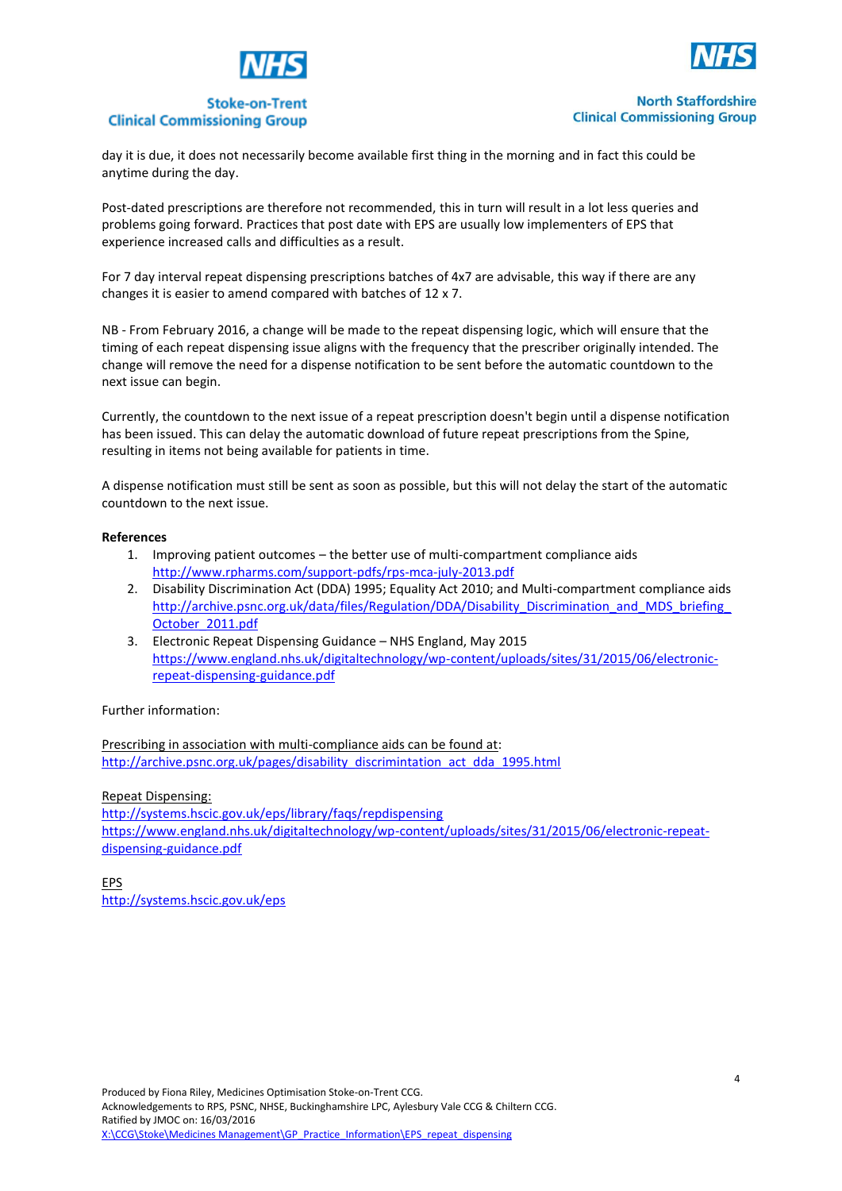day it is due, it does not necessarily become available first thing in the morning and in fact this could be anytime during the day.

Post-dated prescriptions are therefore not recommended, this in turn will result in a lot less queries and problems going forward. Practices that post date with EPS are usually low implementers of EPS that experience increased calls and difficulties as a result.

For 7 day interval repeat dispensing prescriptions batches of 4x7 are advisable, this way if there are any changes it is easier to amend compared with batches of 12 x 7.

NB - From February 2016, a change will be made to the repeat dispensing logic, which will ensure that the timing of each repeat dispensing issue aligns with the frequency that the prescriber originally intended. The change will remove the need for a dispense notification to be sent before the automatic countdown to the next issue can begin.

Currently, the countdown to the next issue of a repeat prescription doesn't begin until a dispense notification has been issued. This can delay the automatic download of future repeat prescriptions from the Spine, resulting in items not being available for patients in time.

A dispense notification must still be sent as soon as possible, but this will not delay the start of the automatic countdown to the next issue.

**References**

1. Improving patient outcomes – the better use of multi-compartment compliance aids
   http://www.rpharms.com/support-pdfs/rps-mca-july-2013.pdf
2. Disability Discrimination Act (DDA) 1995; Equality Act 2010; and Multi-compartment compliance aids
   http://archive.psnc.org.uk/data/files/Regulation/DDA/Disability_Discrimination_and_MDS_briefing_October_2011.pdf
3. Electronic Repeat Dispensing Guidance – NHS England, May 2015
   https://www.england.nhs.uk/digitaltechnology/wp-content/uploads/sites/31/2015/06/electronic-repeat-dispensing-guidance.pdf

Further information:

Prescribing in association with multi-compliance aids can be found at:
http://archive.psnc.org.uk/pages/disability_discrimintation_act_dda_1995.html

Repeat Dispensing:
http://systems.hscic.gov.uk/eps/library/faqs/repdispensing
https://www.england.nhs.uk/digitaltechnology/wp-content/uploads/sites/31/2015/06/electronic-repeat-dispensing-guidance.pdf

EPS
http://systems.hscic.gov.uk/eps

Produced by Fiona Riley, Medicines Optimisation Stoke-on-Trent CCG.
Acknowledgements to RPS, PSNC, NHSE, Buckinghamshire LPC, Aylesbury Vale CCG & Chiltern CCG.
Ratified by JMOC on: 16/03/2016
X:\CCG\Stoke\Medicines Management\GP_Practice_Information\EPS_repeat_dispensing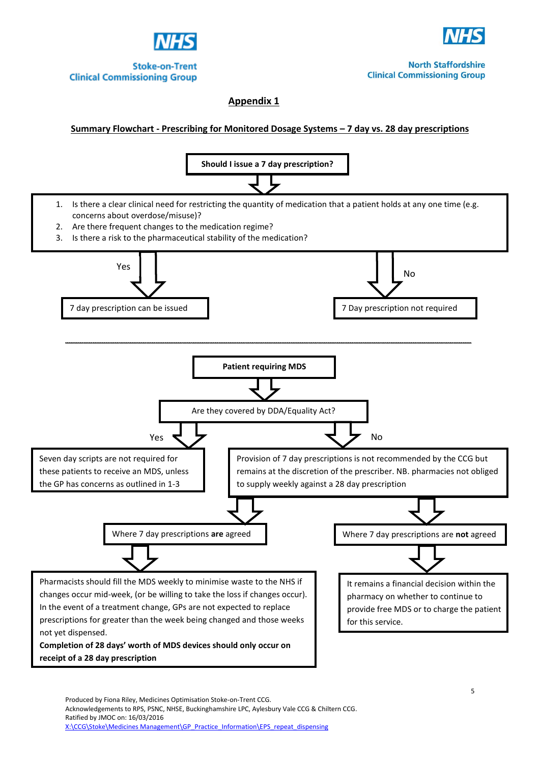Stoke-on-Trent Clinical Commissioning Group

North Staffordshire Clinical Commissioning Group

## Appendix 1

### Summary Flowchart - Prescribing for Monitored Dosage Systems – 7 day vs. 28 day prescriptions

**Should I issue a 7 day prescription?**

1. Is there a clear clinical need for restricting the quantity of medication that a patient holds at any one time (e.g. concerns about overdose/misuse)?
2. Are there frequent changes to the medication regime?
3. Is there a risk to the pharmaceutical stability of the medication?

Yes → 7 day prescription can be issued

No → 7 Day prescription not required

---

**Patient requiring MDS**

Are they covered by DDA/Equality Act?

Yes → Seven day scripts are not required for these patients to receive an MDS, unless the GP has concerns as outlined in 1-3

No → Provision of 7 day prescriptions is not recommended by the CCG but remains at the discretion of the prescriber. NB. pharmacies not obliged to supply weekly against a 28 day prescription

Where 7 day prescriptions **are** agreed → Pharmacists should fill the MDS weekly to minimise waste to the NHS if changes occur mid-week, (or be willing to take the loss if changes occur). In the event of a treatment change, GPs are not expected to replace prescriptions for greater than the week being changed and those weeks not yet dispensed.
**Completion of 28 days' worth of MDS devices should only occur on receipt of a 28 day prescription**

Where 7 day prescriptions are **not** agreed → It remains a financial decision within the pharmacy on whether to continue to provide free MDS or to charge the patient for this service.

Produced by Fiona Riley, Medicines Optimisation Stoke-on-Trent CCG.
Acknowledgements to RPS, PSNC, NHSE, Buckinghamshire LPC, Aylesbury Vale CCG & Chiltern CCG.
Ratified by JMOC on: 16/03/2016
X:\CCG\Stoke\Medicines Management\GP_Practice_Information\EPS_repeat_dispensing